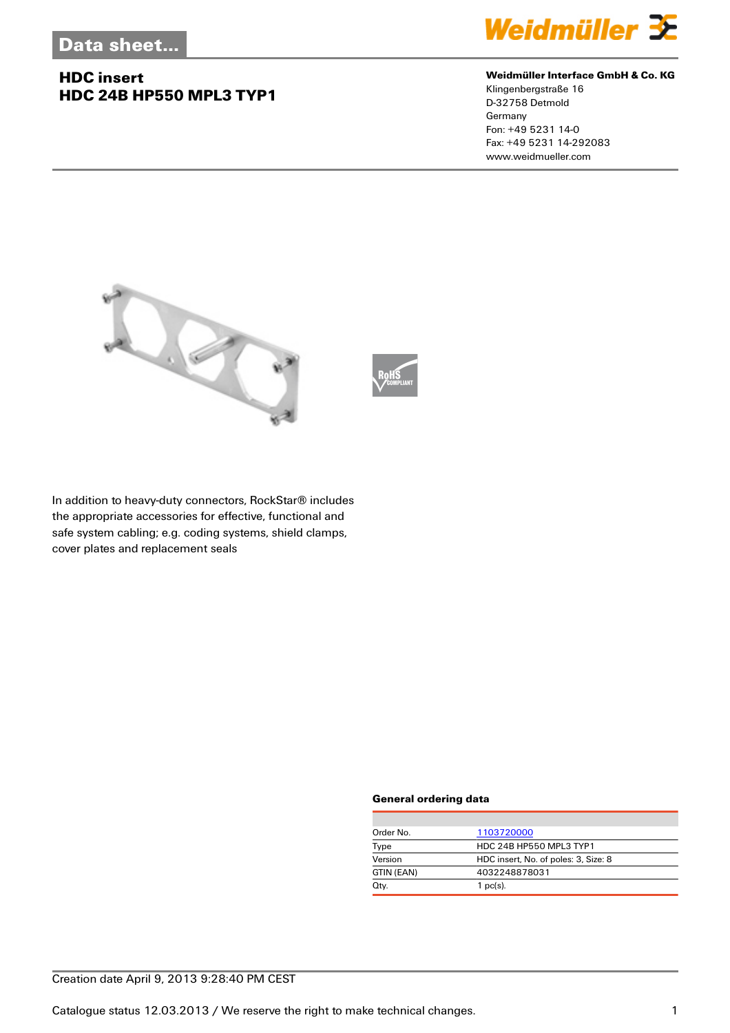Data sheet...

# HDC insert
# HDC 24B HP550 MPL3 TYP1

**Weidmüller Interface GmbH & Co. KG**
Klingenbergstraße 16
D-32758 Detmold
Germany
Fon: +49 5231 14-0
Fax: +49 5231 14-292083
www.weidmueller.com

In addition to heavy-duty connectors, RockStar® includes the appropriate accessories for effective, functional and safe system cabling; e.g. coding systems, shield clamps, cover plates and replacement seals

### General ordering data

| | |
|---|---|
| Order No. | 1103720000 |
| Type | HDC 24B HP550 MPL3 TYP1 |
| Version | HDC insert, No. of poles: 3, Size: 8 |
| GTIN (EAN) | 4032248878031 |
| Qty. | 1 pc(s). |

Creation date April 9, 2013 9:28:40 PM CEST

Catalogue status 12.03.2013 / We reserve the right to make technical changes.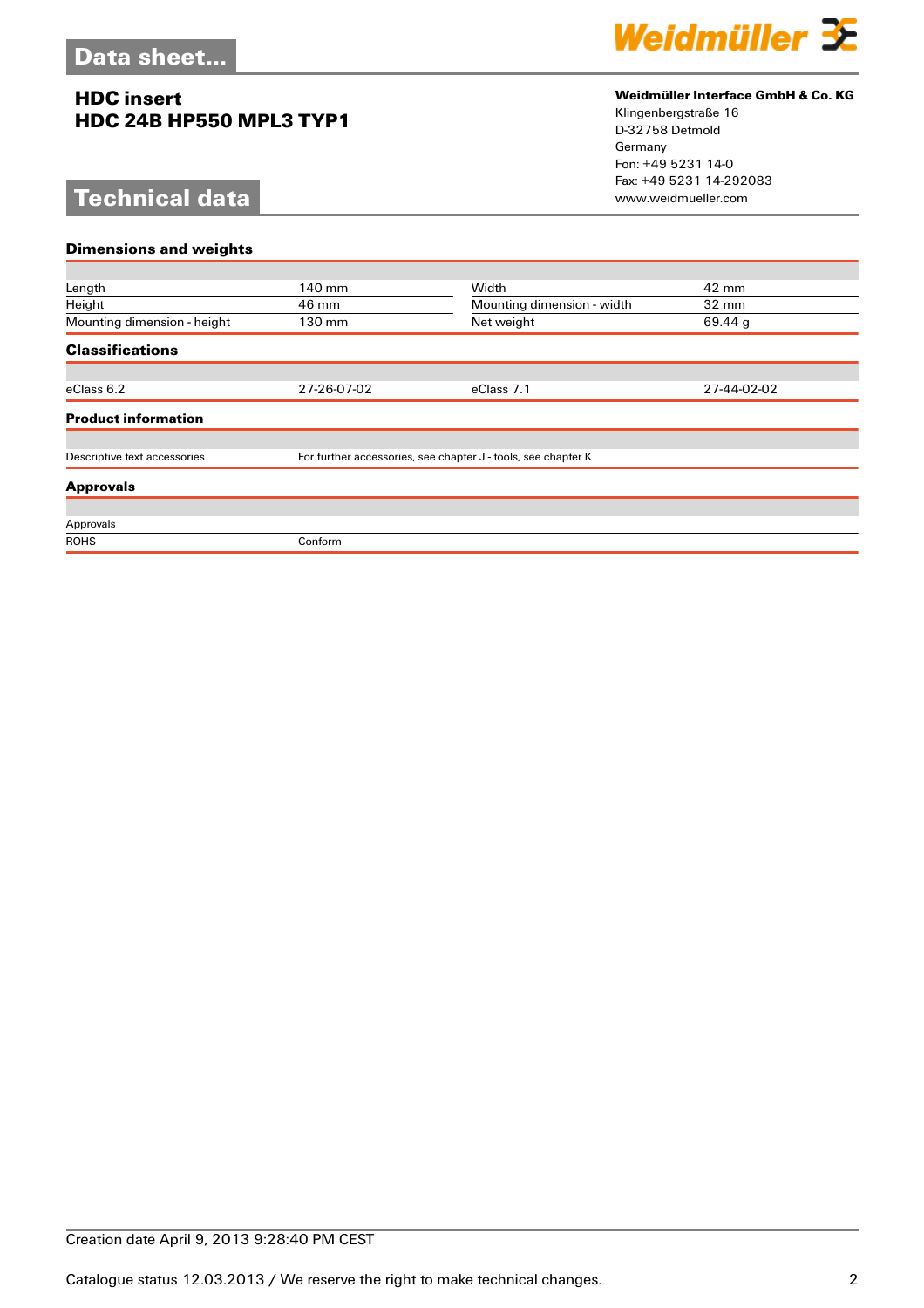## Data sheet...

**HDC insert**
**HDC 24B HP550 MPL3 TYP1**

**Weidmüller Interface GmbH & Co. KG**
Klingenbergstraße 16
D-32758 Detmold
Germany
Fon: +49 5231 14-0
Fax: +49 5231 14-292083
www.weidmueller.com

# Technical data

### Dimensions and weights

| | | | |
|---|---|---|---|
| Length | 140 mm | Width | 42 mm |
| Height | 46 mm | Mounting dimension - width | 32 mm |
| Mounting dimension - height | 130 mm | Net weight | 69.44 g |

### Classifications

| | | | |
|---|---|---|---|
| eClass 6.2 | 27-26-07-02 | eClass 7.1 | 27-44-02-02 |

### Product information

| | |
|---|---|
| Descriptive text accessories | For further accessories, see chapter J - tools, see chapter K |

### Approvals

| | |
|---|---|
| Approvals | |
| ROHS | Conform |

Creation date April 9, 2013 9:28:40 PM CEST

Catalogue status 12.03.2013 / We reserve the right to make technical changes.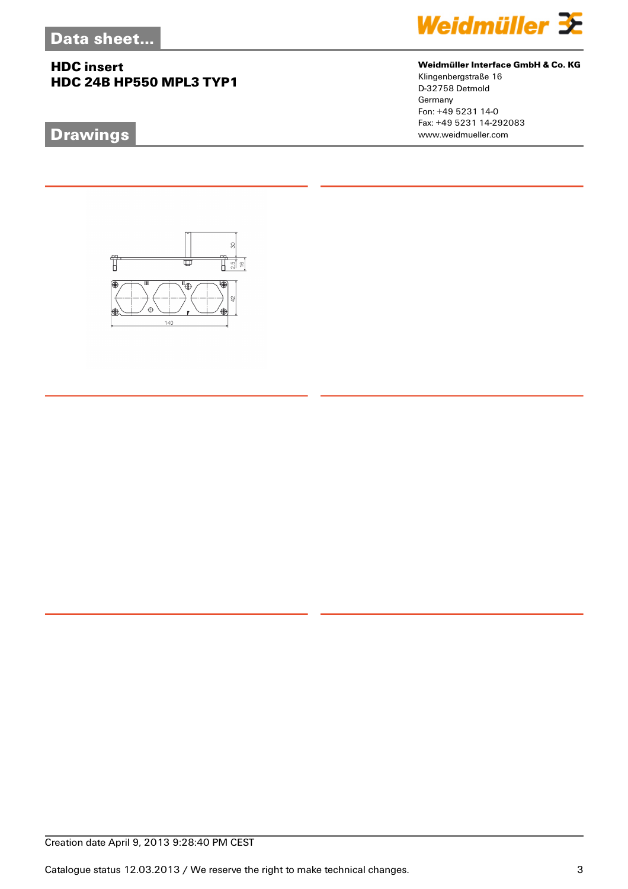## Data sheet...

**HDC insert**
**HDC 24B HP550 MPL3 TYP1**

**Weidmüller Interface GmbH & Co. KG**
Klingenbergstraße 16
D-32758 Detmold
Germany
Fon: +49 5231 14-0
Fax: +49 5231 14-292083
www.weidmueller.com

## Drawings

30
2.5
16
42
140
III
II
I
F

Creation date April 9, 2013 9:28:40 PM CEST

Catalogue status 12.03.2013 / We reserve the right to make technical changes.